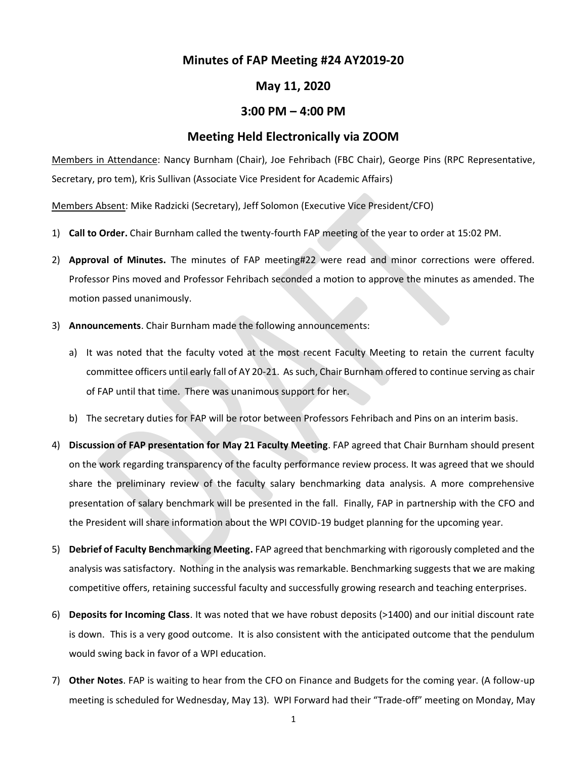# Minutes of FAP Meeting #24 AY2019-20

## May 11, 2020

## 3:00 PM – 4:00 PM

## Meeting Held Electronically via ZOOM

Members in Attendance: Nancy Burnham (Chair), Joe Fehribach (FBC Chair), George Pins (RPC Representative, Secretary, pro tem), Kris Sullivan (Associate Vice President for Academic Affairs)

Members Absent: Mike Radzicki (Secretary), Jeff Solomon (Executive Vice President/CFO)

1) **Call to Order.** Chair Burnham called the twenty-fourth FAP meeting of the year to order at 15:02 PM.

2) **Approval of Minutes.** The minutes of FAP meeting#22 were read and minor corrections were offered. Professor Pins moved and Professor Fehribach seconded a motion to approve the minutes as amended. The motion passed unanimously.

3) **Announcements**. Chair Burnham made the following announcements:

   a) It was noted that the faculty voted at the most recent Faculty Meeting to retain the current faculty committee officers until early fall of AY 20-21. As such, Chair Burnham offered to continue serving as chair of FAP until that time. There was unanimous support for her.

   b) The secretary duties for FAP will be rotor between Professors Fehribach and Pins on an interim basis.

4) **Discussion of FAP presentation for May 21 Faculty Meeting**. FAP agreed that Chair Burnham should present on the work regarding transparency of the faculty performance review process. It was agreed that we should share the preliminary review of the faculty salary benchmarking data analysis. A more comprehensive presentation of salary benchmark will be presented in the fall. Finally, FAP in partnership with the CFO and the President will share information about the WPI COVID-19 budget planning for the upcoming year.

5) **Debrief of Faculty Benchmarking Meeting.** FAP agreed that benchmarking with rigorously completed and the analysis was satisfactory. Nothing in the analysis was remarkable. Benchmarking suggests that we are making competitive offers, retaining successful faculty and successfully growing research and teaching enterprises.

6) **Deposits for Incoming Class**. It was noted that we have robust deposits (>1400) and our initial discount rate is down. This is a very good outcome. It is also consistent with the anticipated outcome that the pendulum would swing back in favor of a WPI education.

7) **Other Notes**. FAP is waiting to hear from the CFO on Finance and Budgets for the coming year. (A follow-up meeting is scheduled for Wednesday, May 13). WPI Forward had their "Trade-off" meeting on Monday, May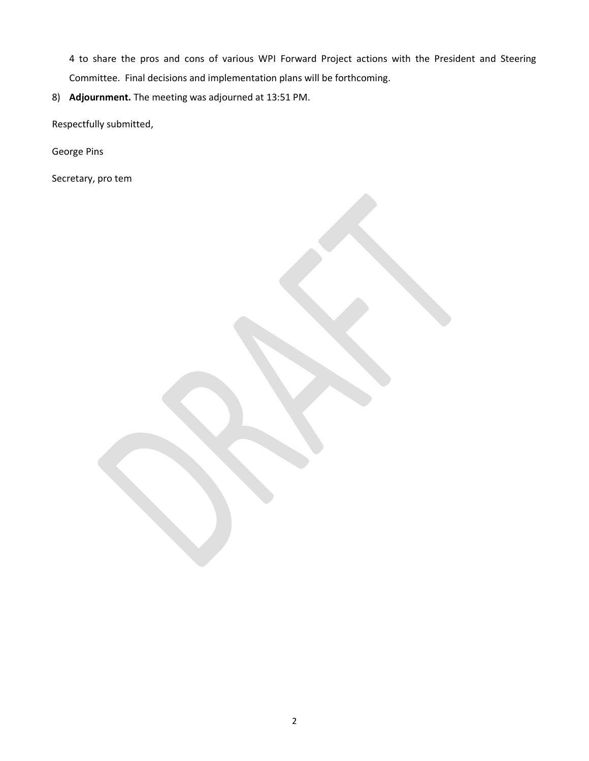4 to share the pros and cons of various WPI Forward Project actions with the President and Steering Committee. Final decisions and implementation plans will be forthcoming.

8) **Adjournment.** The meeting was adjourned at 13:51 PM.

Respectfully submitted,

George Pins

Secretary, pro tem